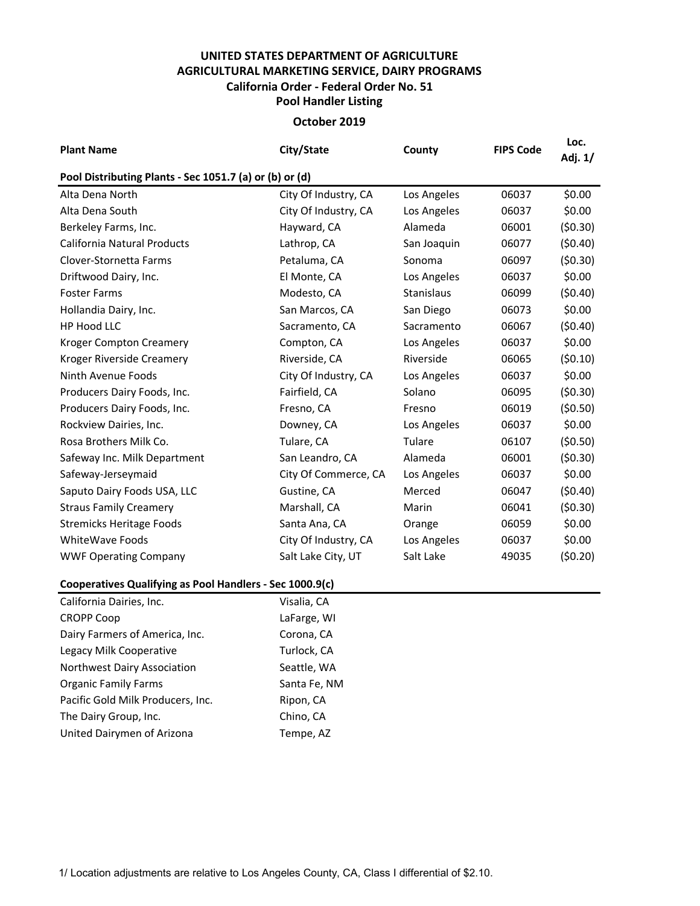# UNITED STATES DEPARTMENT OF AGRICULTURE
## AGRICULTURAL MARKETING SERVICE, DAIRY PROGRAMS
### California Order - Federal Order No. 51
### Pool Handler Listing

**October 2019**

| Plant Name | City/State | County | FIPS Code | Loc. Adj. 1/ |
|---|---|---|---|---|
| **Pool Distributing Plants - Sec 1051.7 (a) or (b) or (d)** | | | | |
| Alta Dena North | City Of Industry, CA | Los Angeles | 06037 | $0.00 |
| Alta Dena South | City Of Industry, CA | Los Angeles | 06037 | $0.00 |
| Berkeley Farms, Inc. | Hayward, CA | Alameda | 06001 | ($0.30) |
| California Natural Products | Lathrop, CA | San Joaquin | 06077 | ($0.40) |
| Clover-Stornetta Farms | Petaluma, CA | Sonoma | 06097 | ($0.30) |
| Driftwood Dairy, Inc. | El Monte, CA | Los Angeles | 06037 | $0.00 |
| Foster Farms | Modesto, CA | Stanislaus | 06099 | ($0.40) |
| Hollandia Dairy, Inc. | San Marcos, CA | San Diego | 06073 | $0.00 |
| HP Hood LLC | Sacramento, CA | Sacramento | 06067 | ($0.40) |
| Kroger Compton Creamery | Compton, CA | Los Angeles | 06037 | $0.00 |
| Kroger Riverside Creamery | Riverside, CA | Riverside | 06065 | ($0.10) |
| Ninth Avenue Foods | City Of Industry, CA | Los Angeles | 06037 | $0.00 |
| Producers Dairy Foods, Inc. | Fairfield, CA | Solano | 06095 | ($0.30) |
| Producers Dairy Foods, Inc. | Fresno, CA | Fresno | 06019 | ($0.50) |
| Rockview Dairies, Inc. | Downey, CA | Los Angeles | 06037 | $0.00 |
| Rosa Brothers Milk Co. | Tulare, CA | Tulare | 06107 | ($0.50) |
| Safeway Inc. Milk Department | San Leandro, CA | Alameda | 06001 | ($0.30) |
| Safeway-Jerseymaid | City Of Commerce, CA | Los Angeles | 06037 | $0.00 |
| Saputo Dairy Foods USA, LLC | Gustine, CA | Merced | 06047 | ($0.40) |
| Straus Family Creamery | Marshall, CA | Marin | 06041 | ($0.30) |
| Stremicks Heritage Foods | Santa Ana, CA | Orange | 06059 | $0.00 |
| WhiteWave Foods | City Of Industry, CA | Los Angeles | 06037 | $0.00 |
| WWF Operating Company | Salt Lake City, UT | Salt Lake | 49035 | ($0.20) |

**Cooperatives Qualifying as Pool Handlers - Sec 1000.9(c)**

| Cooperative | City/State |
|---|---|
| California Dairies, Inc. | Visalia, CA |
| CROPP Coop | LaFarge, WI |
| Dairy Farmers of America, Inc. | Corona, CA |
| Legacy Milk Cooperative | Turlock, CA |
| Northwest Dairy Association | Seattle, WA |
| Organic Family Farms | Santa Fe, NM |
| Pacific Gold Milk Producers, Inc. | Ripon, CA |
| The Dairy Group, Inc. | Chino, CA |
| United Dairymen of Arizona | Tempe, AZ |

1/ Location adjustments are relative to Los Angeles County, CA, Class I differential of $2.10.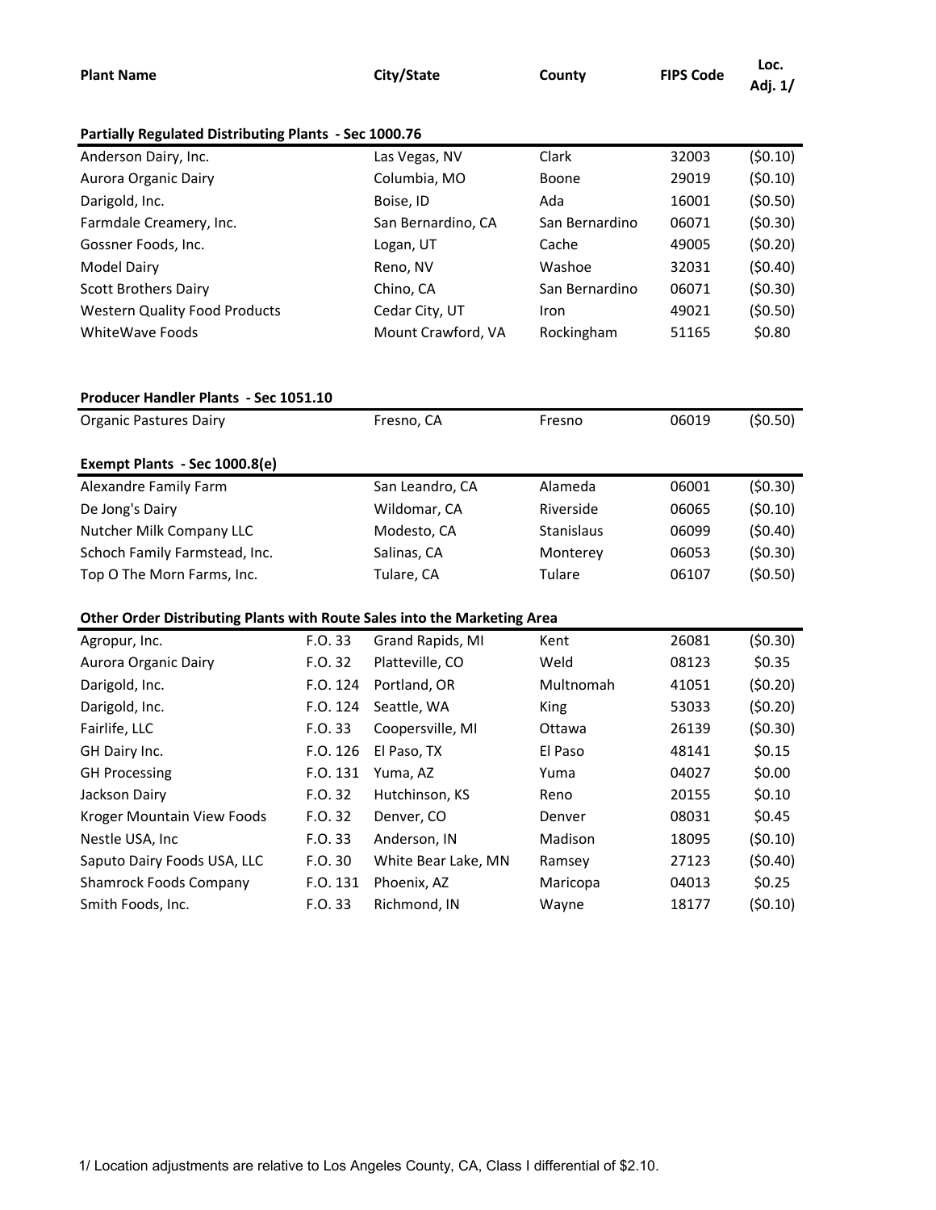| Plant Name | | City/State | County | FIPS Code | Loc. Adj. 1/ |
|---|---|---|---|---|---|
| **Partially Regulated Distributing Plants - Sec 1000.76** | | | | | |
| Anderson Dairy, Inc. | | Las Vegas, NV | Clark | 32003 | ($0.10) |
| Aurora Organic Dairy | | Columbia, MO | Boone | 29019 | ($0.10) |
| Darigold, Inc. | | Boise, ID | Ada | 16001 | ($0.50) |
| Farmdale Creamery, Inc. | | San Bernardino, CA | San Bernardino | 06071 | ($0.30) |
| Gossner Foods, Inc. | | Logan, UT | Cache | 49005 | ($0.20) |
| Model Dairy | | Reno, NV | Washoe | 32031 | ($0.40) |
| Scott Brothers Dairy | | Chino, CA | San Bernardino | 06071 | ($0.30) |
| Western Quality Food Products | | Cedar City, UT | Iron | 49021 | ($0.50) |
| WhiteWave Foods | | Mount Crawford, VA | Rockingham | 51165 | $0.80 |
| **Producer Handler Plants - Sec 1051.10** | | | | | |
| Organic Pastures Dairy | | Fresno, CA | Fresno | 06019 | ($0.50) |
| **Exempt Plants - Sec 1000.8(e)** | | | | | |
| Alexandre Family Farm | | San Leandro, CA | Alameda | 06001 | ($0.30) |
| De Jong's Dairy | | Wildomar, CA | Riverside | 06065 | ($0.10) |
| Nutcher Milk Company LLC | | Modesto, CA | Stanislaus | 06099 | ($0.40) |
| Schoch Family Farmstead, Inc. | | Salinas, CA | Monterey | 06053 | ($0.30) |
| Top O The Morn Farms, Inc. | | Tulare, CA | Tulare | 06107 | ($0.50) |
| **Other Order Distributing Plants with Route Sales into the Marketing Area** | | | | | |
| Agropur, Inc. | F.O. 33 | Grand Rapids, MI | Kent | 26081 | ($0.30) |
| Aurora Organic Dairy | F.O. 32 | Platteville, CO | Weld | 08123 | $0.35 |
| Darigold, Inc. | F.O. 124 | Portland, OR | Multnomah | 41051 | ($0.20) |
| Darigold, Inc. | F.O. 124 | Seattle, WA | King | 53033 | ($0.20) |
| Fairlife, LLC | F.O. 33 | Coopersville, MI | Ottawa | 26139 | ($0.30) |
| GH Dairy Inc. | F.O. 126 | El Paso, TX | El Paso | 48141 | $0.15 |
| GH Processing | F.O. 131 | Yuma, AZ | Yuma | 04027 | $0.00 |
| Jackson Dairy | F.O. 32 | Hutchinson, KS | Reno | 20155 | $0.10 |
| Kroger Mountain View Foods | F.O. 32 | Denver, CO | Denver | 08031 | $0.45 |
| Nestle USA, Inc | F.O. 33 | Anderson, IN | Madison | 18095 | ($0.10) |
| Saputo Dairy Foods USA, LLC | F.O. 30 | White Bear Lake, MN | Ramsey | 27123 | ($0.40) |
| Shamrock Foods Company | F.O. 131 | Phoenix, AZ | Maricopa | 04013 | $0.25 |
| Smith Foods, Inc. | F.O. 33 | Richmond, IN | Wayne | 18177 | ($0.10) |

1/ Location adjustments are relative to Los Angeles County, CA, Class I differential of $2.10.